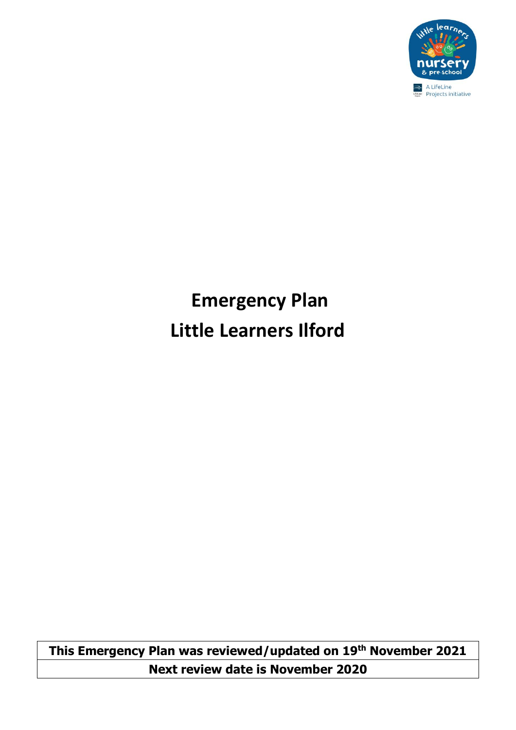# Emergency Plan

# Little Learners Ilford

| This Emergency Plan was reviewed/updated on 19th November 2021 |
| --- |
| Next review date is November 2020 |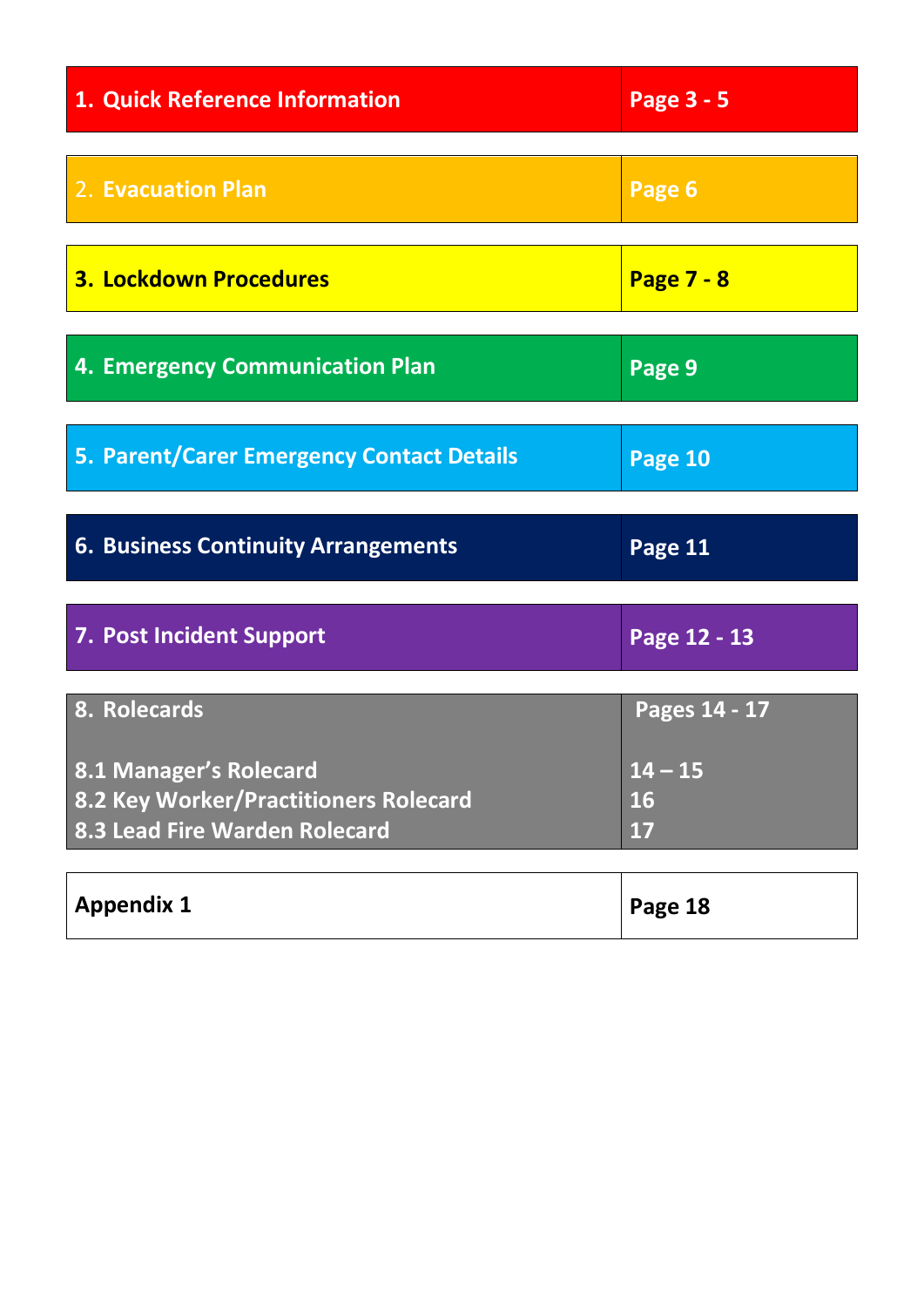| Section | Page |
| --- | --- |
| **1. Quick Reference Information** | **Page 3 - 5** |
| **2. Evacuation Plan** | **Page 6** |
| **3. Lockdown Procedures** | **Page 7 - 8** |
| **4. Emergency Communication Plan** | **Page 9** |
| **5. Parent/Carer Emergency Contact Details** | **Page 10** |
| **6. Business Continuity Arrangements** | **Page 11** |
| **7. Post Incident Support** | **Page 12 - 13** |
| **8. Rolecards** | **Pages 14 - 17** |
| **8.1 Manager's Rolecard** | **14 – 15** |
| **8.2 Key Worker/Practitioners Rolecard** | **16** |
| **8.3 Lead Fire Warden Rolecard** | **17** |
| **Appendix 1** | **Page 18** |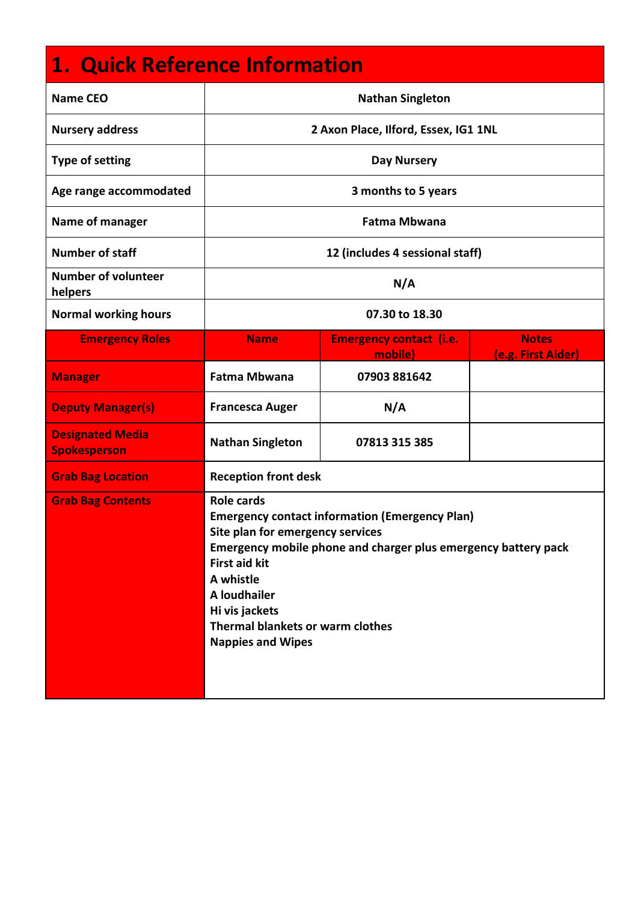# 1. Quick Reference Information

| | | | |
|---|---|---|---|
| **Name CEO** | **Nathan Singleton** | | |
| **Nursery address** | **2 Axon Place, Ilford, Essex, IG1 1NL** | | |
| **Type of setting** | **Day Nursery** | | |
| **Age range accommodated** | **3 months to 5 years** | | |
| **Name of manager** | **Fatma Mbwana** | | |
| **Number of staff** | **12 (includes 4 sessional staff)** | | |
| **Number of volunteer helpers** | **N/A** | | |
| **Normal working hours** | **07.30 to 18.30** | | |
| **Emergency Roles** | **Name** | **Emergency contact (i.e. mobile)** | **Notes (e.g. First Aider)** |
| **Manager** | **Fatma Mbwana** | **07903 881642** | |
| **Deputy Manager(s)** | **Francesca Auger** | **N/A** | |
| **Designated Media Spokesperson** | **Nathan Singleton** | **07813 315 385** | |
| **Grab Bag Location** | **Reception front desk** | | |
| **Grab Bag Contents** | **Role cards**<br>**Emergency contact information (Emergency Plan)**<br>**Site plan for emergency services**<br>**Emergency mobile phone and charger plus emergency battery pack**<br>**First aid kit**<br>**A whistle**<br>**A loudhailer**<br>**Hi vis jackets**<br>**Thermal blankets or warm clothes**<br>**Nappies and Wipes** | | |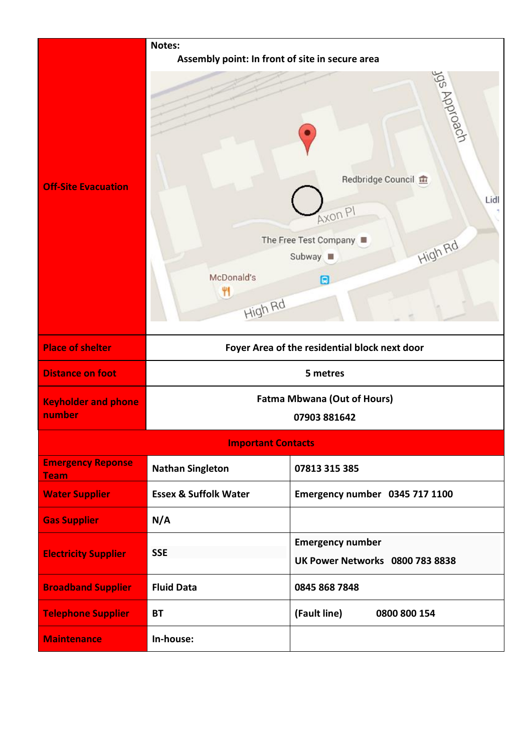| Off-Site Evacuation | **Notes:**<br>**Assembly point: In front of site in secure area** | |
|---|---|---|
| Place of shelter | **Foyer Area of the residential block next door** | |
| Distance on foot | **5 metres** | |
| Keyholder and phone number | **Fatma Mbwana (Out of Hours)**<br>**07903 881642** | |
| **Important Contacts** | | |
| Emergency Reponse Team | **Nathan Singleton** | **07813 315 385** |
| Water Supplier | **Essex & Suffolk Water** | **Emergency number 0345 717 1100** |
| Gas Supplier | **N/A** | |
| Electricity Supplier | **SSE** | **Emergency number**<br>**UK Power Networks 0800 783 8838** |
| Broadband Supplier | **Fluid Data** | **0845 868 7848** |
| Telephone Supplier | **BT** | **(Fault line) 0800 800 154** |
| Maintenance | **In-house:** | |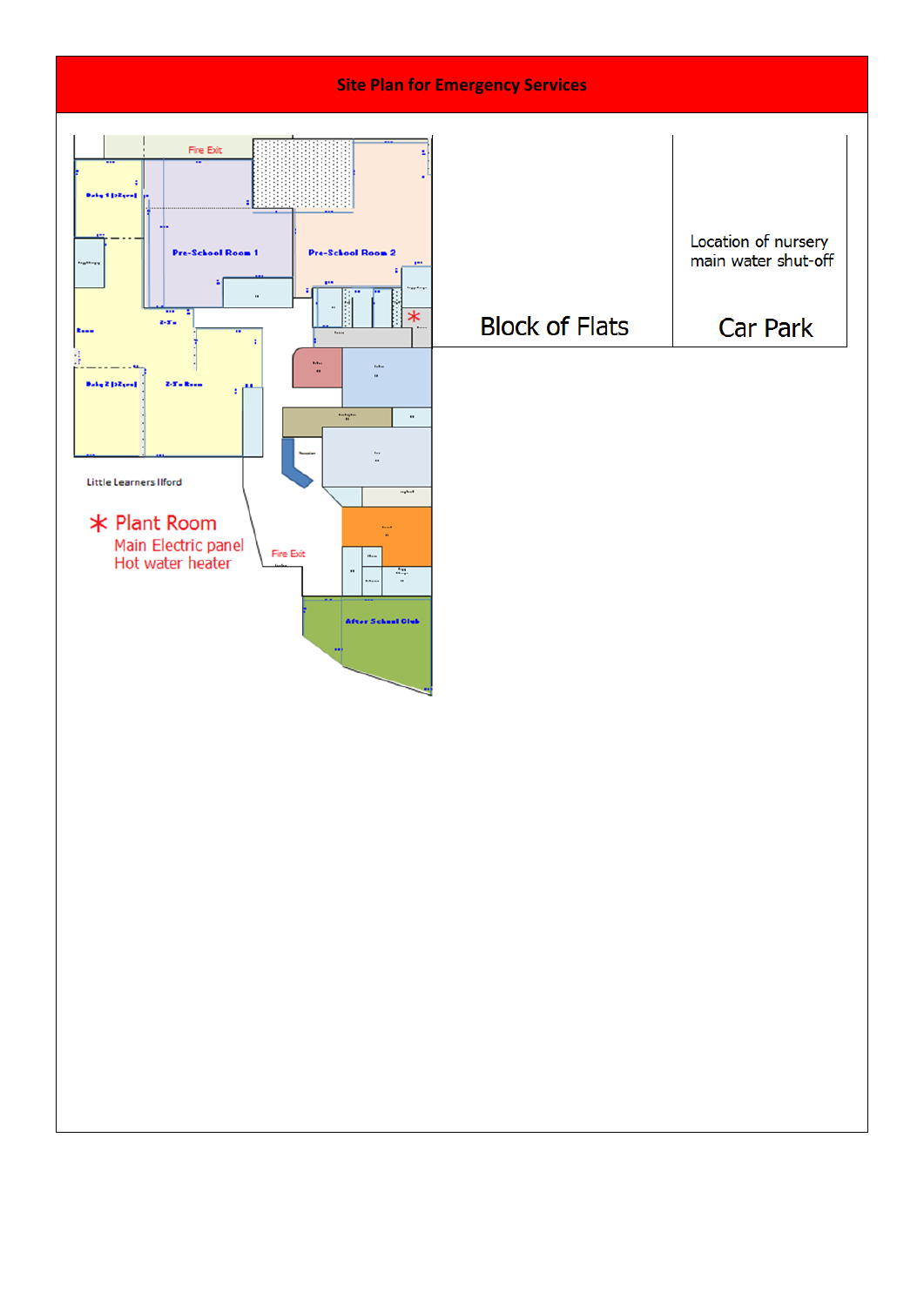# Site Plan for Emergency Services

Fire Exit

Baby 1 (0-2years)

Pre-School Room 1

Pre-School Room 2

2-3's

Baby 2 (0-2years)

2-3's Room

Little Learners Ilford

\* Plant Room
Main Electric panel
Hot water heater

Fire Exit

After School Club

Block of Flats

Location of nursery main water shut-off

Car Park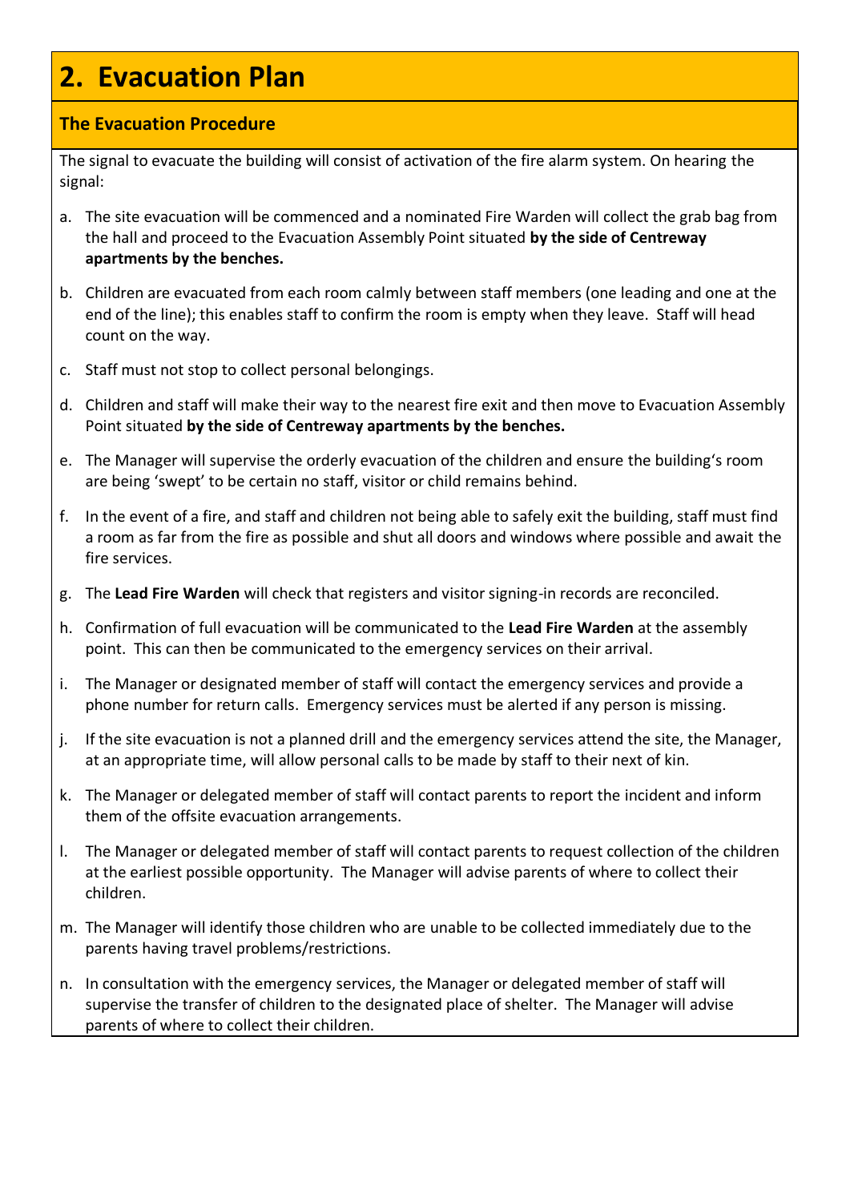# 2. Evacuation Plan

## The Evacuation Procedure

The signal to evacuate the building will consist of activation of the fire alarm system. On hearing the signal:

a. The site evacuation will be commenced and a nominated Fire Warden will collect the grab bag from the hall and proceed to the Evacuation Assembly Point situated **by the side of Centreway apartments by the benches.**

b. Children are evacuated from each room calmly between staff members (one leading and one at the end of the line); this enables staff to confirm the room is empty when they leave. Staff will head count on the way.

c. Staff must not stop to collect personal belongings.

d. Children and staff will make their way to the nearest fire exit and then move to Evacuation Assembly Point situated **by the side of Centreway apartments by the benches.**

e. The Manager will supervise the orderly evacuation of the children and ensure the building's room are being 'swept' to be certain no staff, visitor or child remains behind.

f. In the event of a fire, and staff and children not being able to safely exit the building, staff must find a room as far from the fire as possible and shut all doors and windows where possible and await the fire services.

g. The **Lead Fire Warden** will check that registers and visitor signing-in records are reconciled.

h. Confirmation of full evacuation will be communicated to the **Lead Fire Warden** at the assembly point. This can then be communicated to the emergency services on their arrival.

i. The Manager or designated member of staff will contact the emergency services and provide a phone number for return calls. Emergency services must be alerted if any person is missing.

j. If the site evacuation is not a planned drill and the emergency services attend the site, the Manager, at an appropriate time, will allow personal calls to be made by staff to their next of kin.

k. The Manager or delegated member of staff will contact parents to report the incident and inform them of the offsite evacuation arrangements.

l. The Manager or delegated member of staff will contact parents to request collection of the children at the earliest possible opportunity. The Manager will advise parents of where to collect their children.

m. The Manager will identify those children who are unable to be collected immediately due to the parents having travel problems/restrictions.

n. In consultation with the emergency services, the Manager or delegated member of staff will supervise the transfer of children to the designated place of shelter. The Manager will advise parents of where to collect their children.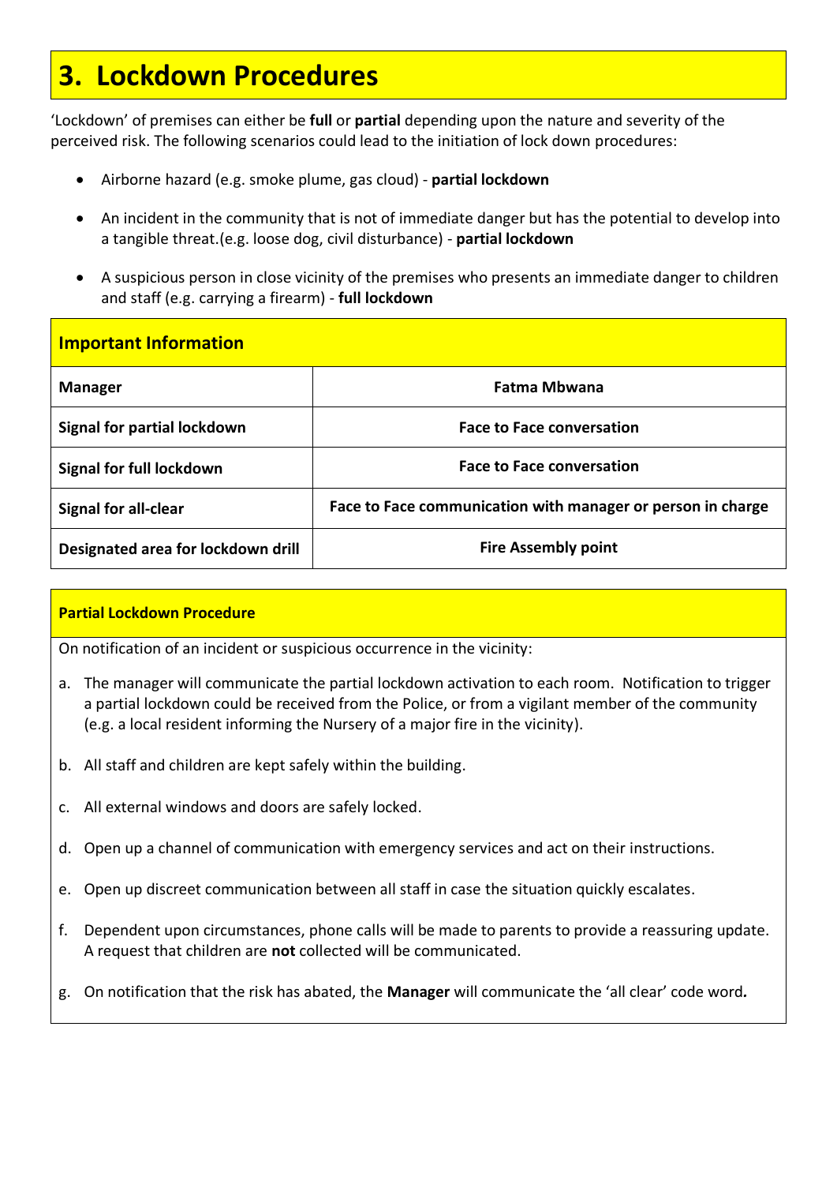# 3. Lockdown Procedures

'Lockdown' of premises can either be **full** or **partial** depending upon the nature and severity of the perceived risk. The following scenarios could lead to the initiation of lock down procedures:

- Airborne hazard (e.g. smoke plume, gas cloud) - **partial lockdown**
- An incident in the community that is not of immediate danger but has the potential to develop into a tangible threat.(e.g. loose dog, civil disturbance) - **partial lockdown**
- A suspicious person in close vicinity of the premises who presents an immediate danger to children and staff (e.g. carrying a firearm) - **full lockdown**

| **Important Information** | |
|---|---|
| **Manager** | **Fatma Mbwana** |
| **Signal for partial lockdown** | **Face to Face conversation** |
| **Signal for full lockdown** | **Face to Face conversation** |
| **Signal for all-clear** | **Face to Face communication with manager or person in charge** |
| **Designated area for lockdown drill** | **Fire Assembly point** |

### Partial Lockdown Procedure

On notification of an incident or suspicious occurrence in the vicinity:

a. The manager will communicate the partial lockdown activation to each room. Notification to trigger a partial lockdown could be received from the Police, or from a vigilant member of the community (e.g. a local resident informing the Nursery of a major fire in the vicinity).

b. All staff and children are kept safely within the building.

c. All external windows and doors are safely locked.

d. Open up a channel of communication with emergency services and act on their instructions.

e. Open up discreet communication between all staff in case the situation quickly escalates.

f. Dependent upon circumstances, phone calls will be made to parents to provide a reassuring update. A request that children are **not** collected will be communicated.

g. On notification that the risk has abated, the **Manager** will communicate the 'all clear' code word**.**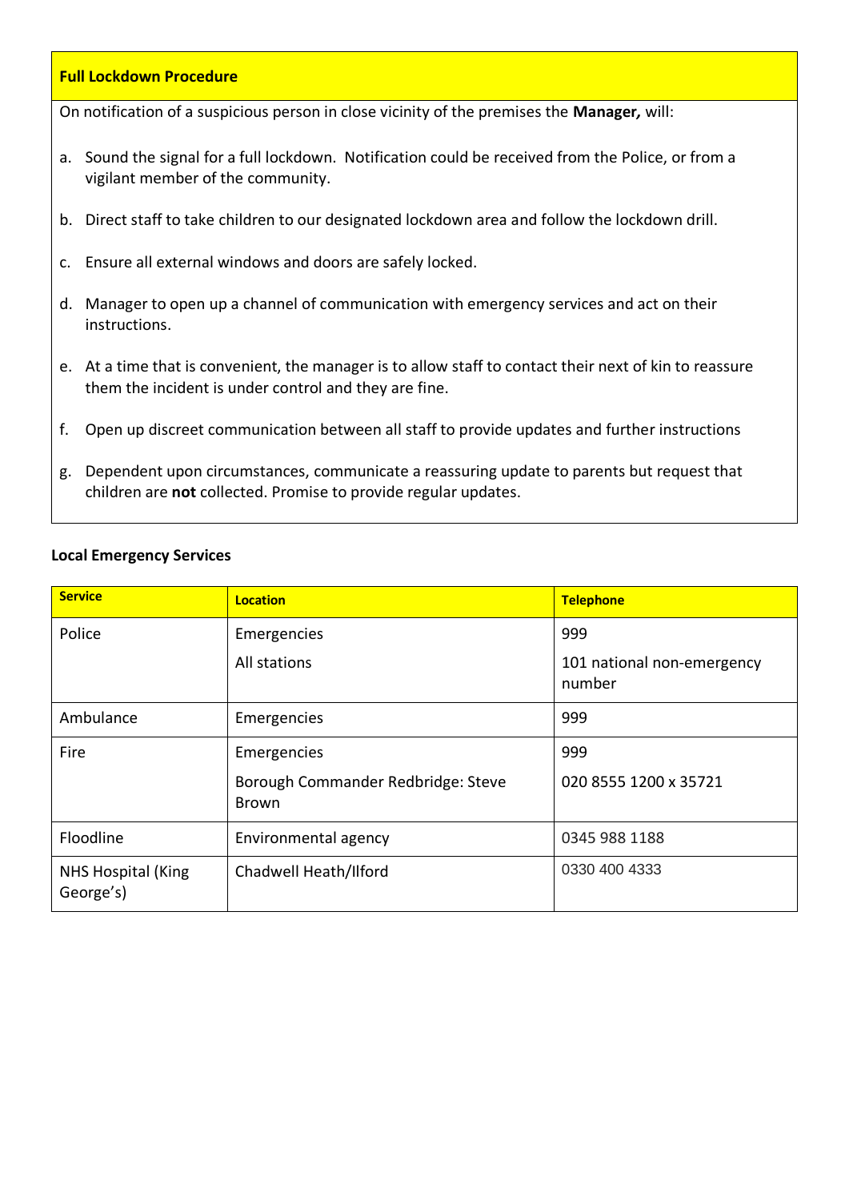## Full Lockdown Procedure

On notification of a suspicious person in close vicinity of the premises the **Manager,** will:

a. Sound the signal for a full lockdown. Notification could be received from the Police, or from a vigilant member of the community.

b. Direct staff to take children to our designated lockdown area and follow the lockdown drill.

c. Ensure all external windows and doors are safely locked.

d. Manager to open up a channel of communication with emergency services and act on their instructions.

e. At a time that is convenient, the manager is to allow staff to contact their next of kin to reassure them the incident is under control and they are fine.

f. Open up discreet communication between all staff to provide updates and further instructions

g. Dependent upon circumstances, communicate a reassuring update to parents but request that children are **not** collected. Promise to provide regular updates.

**Local Emergency Services**

| Service | Location | Telephone |
|---|---|---|
| Police | Emergencies<br>All stations | 999<br>101 national non-emergency number |
| Ambulance | Emergencies | 999 |
| Fire | Emergencies<br>Borough Commander Redbridge: Steve Brown | 999<br>020 8555 1200 x 35721 |
| Floodline | Environmental agency | 0345 988 1188 |
| NHS Hospital (King George's) | Chadwell Heath/Ilford | 0330 400 4333 |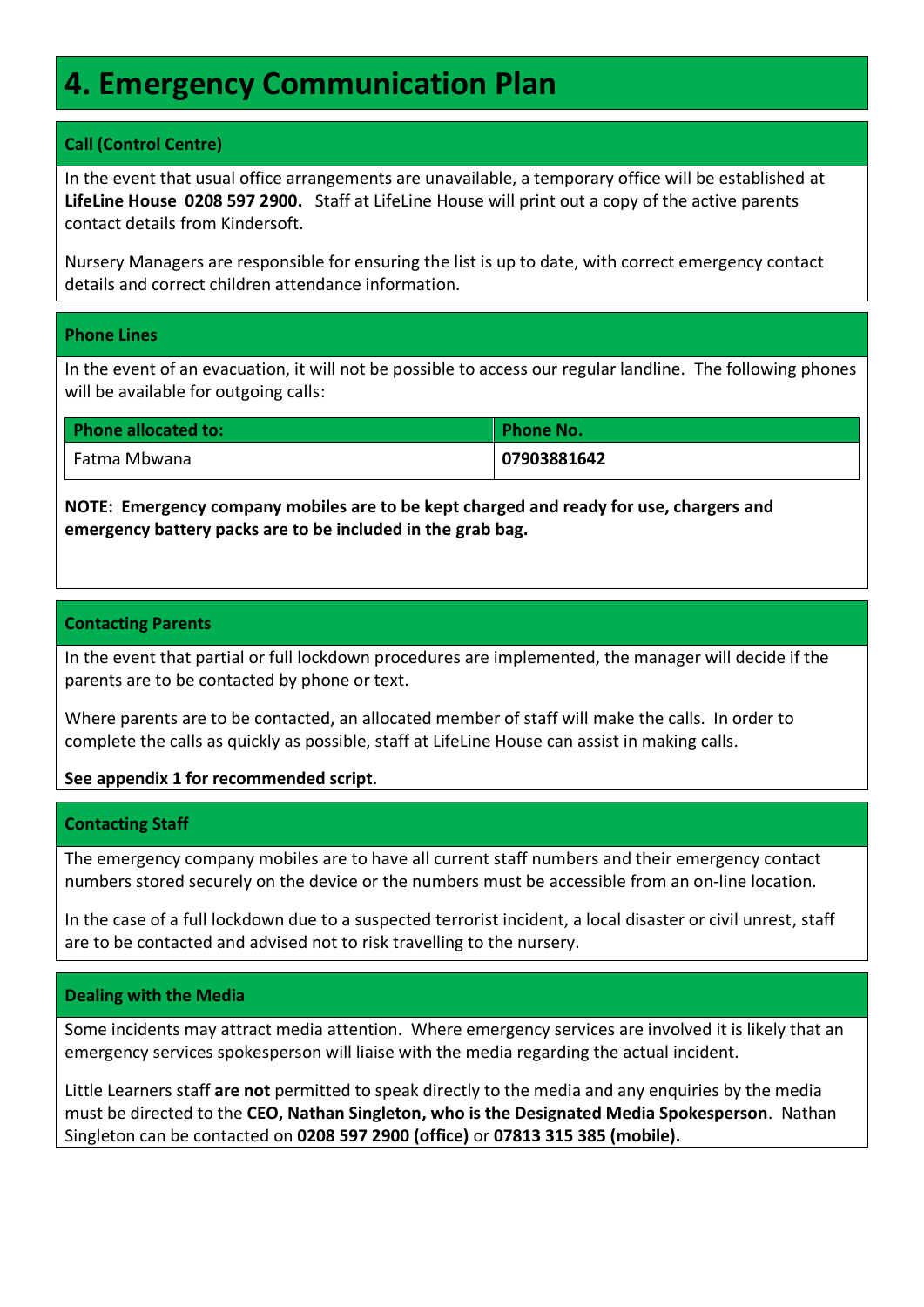# 4. Emergency Communication Plan

### Call (Control Centre)

In the event that usual office arrangements are unavailable, a temporary office will be established at **LifeLine House 0208 597 2900.** Staff at LifeLine House will print out a copy of the active parents contact details from Kindersoft.

Nursery Managers are responsible for ensuring the list is up to date, with correct emergency contact details and correct children attendance information.

### Phone Lines

In the event of an evacuation, it will not be possible to access our regular landline. The following phones will be available for outgoing calls:

| Phone allocated to: | Phone No. |
|---|---|
| Fatma Mbwana | **07903881642** |

**NOTE: Emergency company mobiles are to be kept charged and ready for use, chargers and emergency battery packs are to be included in the grab bag.**

### Contacting Parents

In the event that partial or full lockdown procedures are implemented, the manager will decide if the parents are to be contacted by phone or text.

Where parents are to be contacted, an allocated member of staff will make the calls. In order to complete the calls as quickly as possible, staff at LifeLine House can assist in making calls.

**See appendix 1 for recommended script.**

### Contacting Staff

The emergency company mobiles are to have all current staff numbers and their emergency contact numbers stored securely on the device or the numbers must be accessible from an on-line location.

In the case of a full lockdown due to a suspected terrorist incident, a local disaster or civil unrest, staff are to be contacted and advised not to risk travelling to the nursery.

### Dealing with the Media

Some incidents may attract media attention. Where emergency services are involved it is likely that an emergency services spokesperson will liaise with the media regarding the actual incident.

Little Learners staff **are not** permitted to speak directly to the media and any enquiries by the media must be directed to the **CEO, Nathan Singleton, who is the Designated Media Spokesperson**. Nathan Singleton can be contacted on **0208 597 2900 (office)** or **07813 315 385 (mobile).**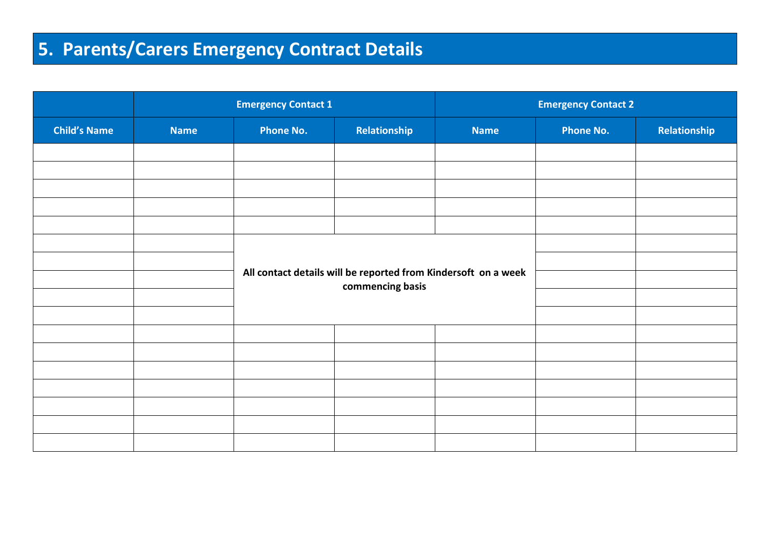# 5. Parents/Carers Emergency Contract Details

| | Emergency Contact 1 | | | Emergency Contact 2 | | |
|---|---|---|---|---|---|---|
| **Child's Name** | **Name** | **Phone No.** | **Relationship** | **Name** | **Phone No.** | **Relationship** |
| | | | | | | |
| | | | | | | |
| | | | | | | |
| | | | | | | |
| | | | | | | |
| | | **All contact details will be reported from Kindersoft on a week commencing basis** | | | | |
| | | | | | | |
| | | | | | | |
| | | | | | | |
| | | | | | | |
| | | | | | | |
| | | | | | | |
| | | | | | | |
| | | | | | | |
| | | | | | | |
| | | | | | | |
| | | | | | | |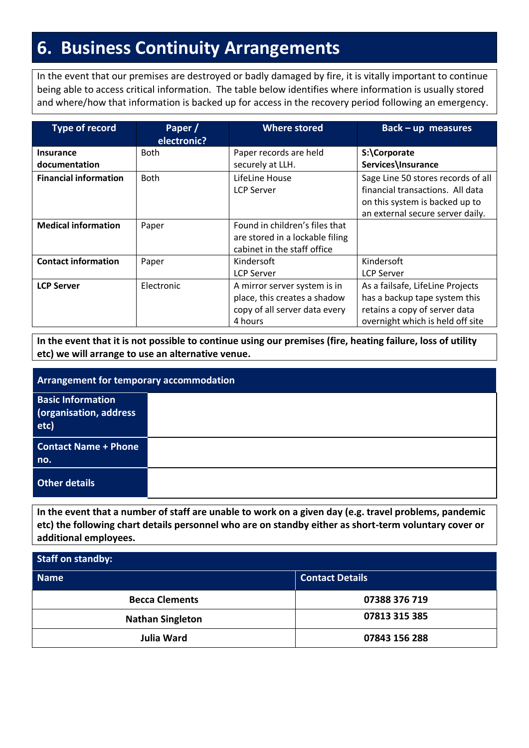# 6. Business Continuity Arrangements

In the event that our premises are destroyed or badly damaged by fire, it is vitally important to continue being able to access critical information. The table below identifies where information is usually stored and where/how that information is backed up for access in the recovery period following an emergency.

| Type of record | Paper / electronic? | Where stored | Back – up measures |
|---|---|---|---|
| **Insurance documentation** | Both | Paper records are held securely at LLH. | **S:\Corporate Services\Insurance** |
| **Financial information** | Both | LifeLine House<br>LCP Server | Sage Line 50 stores records of all financial transactions. All data on this system is backed up to an external secure server daily. |
| **Medical information** | Paper | Found in children's files that are stored in a lockable filing cabinet in the staff office | |
| **Contact information** | Paper | Kindersoft<br>LCP Server | Kindersoft<br>LCP Server |
| **LCP Server** | Electronic | A mirror server system is in place, this creates a shadow copy of all server data every 4 hours | As a failsafe, LifeLine Projects has a backup tape system this retains a copy of server data overnight which is held off site |

**In the event that it is not possible to continue using our premises (fire, heating failure, loss of utility etc) we will arrange to use an alternative venue.**

| Arrangement for temporary accommodation | |
|---|---|
| **Basic Information (organisation, address etc)** | |
| **Contact Name + Phone no.** | |
| **Other details** | |

**In the event that a number of staff are unable to work on a given day (e.g. travel problems, pandemic etc) the following chart details personnel who are on standby either as short-term voluntary cover or additional employees.**

| Staff on standby: | |
|---|---|
| **Name** | **Contact Details** |
| **Becca Clements** | **07388 376 719** |
| **Nathan Singleton** | **07813 315 385** |
| **Julia Ward** | **07843 156 288** |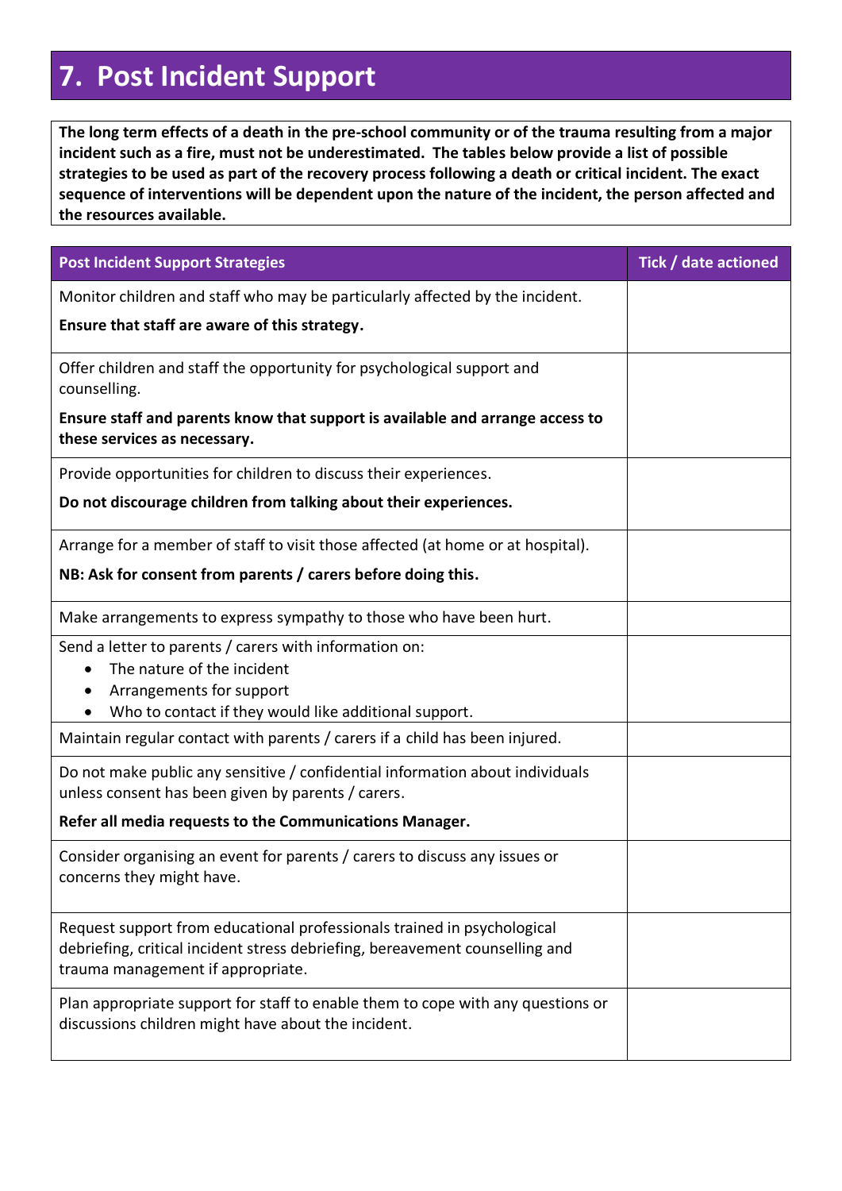# 7. Post Incident Support

**The long term effects of a death in the pre-school community or of the trauma resulting from a major incident such as a fire, must not be underestimated. The tables below provide a list of possible strategies to be used as part of the recovery process following a death or critical incident. The exact sequence of interventions will be dependent upon the nature of the incident, the person affected and the resources available.**

| Post Incident Support Strategies | Tick / date actioned |
|---|---|
| Monitor children and staff who may be particularly affected by the incident.<br><br>**Ensure that staff are aware of this strategy.** | |
| Offer children and staff the opportunity for psychological support and counselling.<br><br>**Ensure staff and parents know that support is available and arrange access to these services as necessary.** | |
| Provide opportunities for children to discuss their experiences.<br><br>**Do not discourage children from talking about their experiences.** | |
| Arrange for a member of staff to visit those affected (at home or at hospital).<br><br>**NB: Ask for consent from parents / carers before doing this.** | |
| Make arrangements to express sympathy to those who have been hurt. | |
| Send a letter to parents / carers with information on:<br>• The nature of the incident<br>• Arrangements for support<br>• Who to contact if they would like additional support. | |
| Maintain regular contact with parents / carers if a child has been injured. | |
| Do not make public any sensitive / confidential information about individuals unless consent has been given by parents / carers.<br><br>**Refer all media requests to the Communications Manager.** | |
| Consider organising an event for parents / carers to discuss any issues or concerns they might have. | |
| Request support from educational professionals trained in psychological debriefing, critical incident stress debriefing, bereavement counselling and trauma management if appropriate. | |
| Plan appropriate support for staff to enable them to cope with any questions or discussions children might have about the incident. | |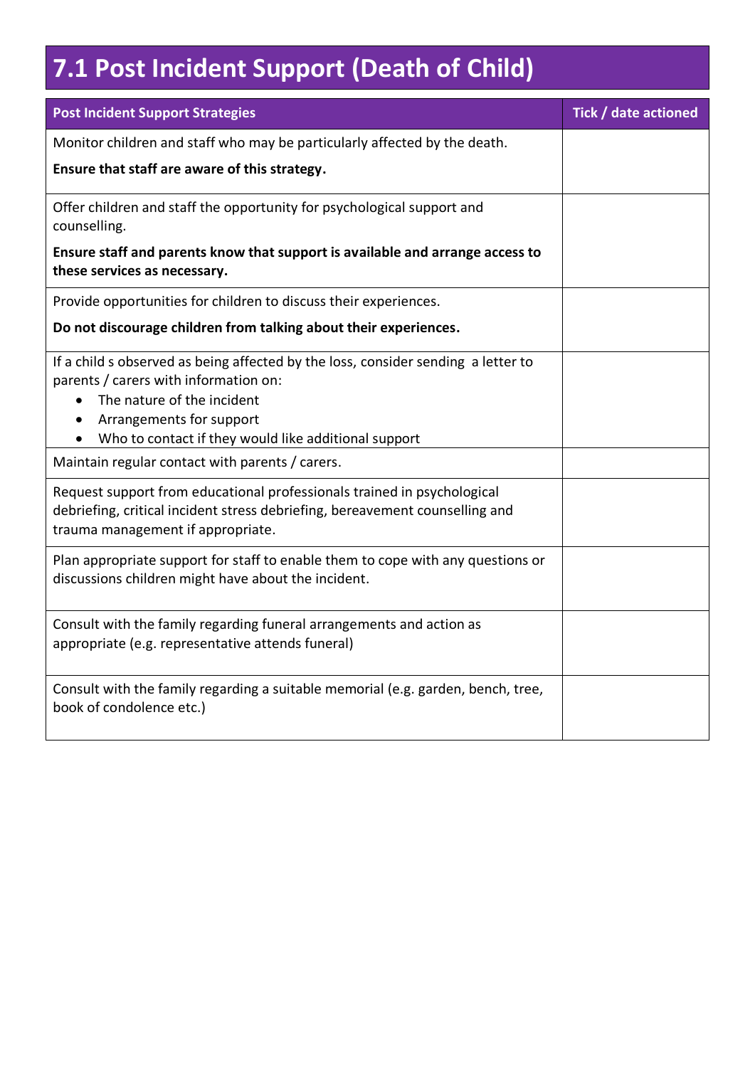# 7.1 Post Incident Support (Death of Child)

| Post Incident Support Strategies | Tick / date actioned |
|---|---|
| Monitor children and staff who may be particularly affected by the death.<br>**Ensure that staff are aware of this strategy.** | |
| Offer children and staff the opportunity for psychological support and counselling.<br>**Ensure staff and parents know that support is available and arrange access to these services as necessary.** | |
| Provide opportunities for children to discuss their experiences.<br>**Do not discourage children from talking about their experiences.** | |
| If a child s observed as being affected by the loss, consider sending a letter to parents / carers with information on:<br>• The nature of the incident<br>• Arrangements for support<br>• Who to contact if they would like additional support | |
| Maintain regular contact with parents / carers. | |
| Request support from educational professionals trained in psychological debriefing, critical incident stress debriefing, bereavement counselling and trauma management if appropriate. | |
| Plan appropriate support for staff to enable them to cope with any questions or discussions children might have about the incident. | |
| Consult with the family regarding funeral arrangements and action as appropriate (e.g. representative attends funeral) | |
| Consult with the family regarding a suitable memorial (e.g. garden, bench, tree, book of condolence etc.) | |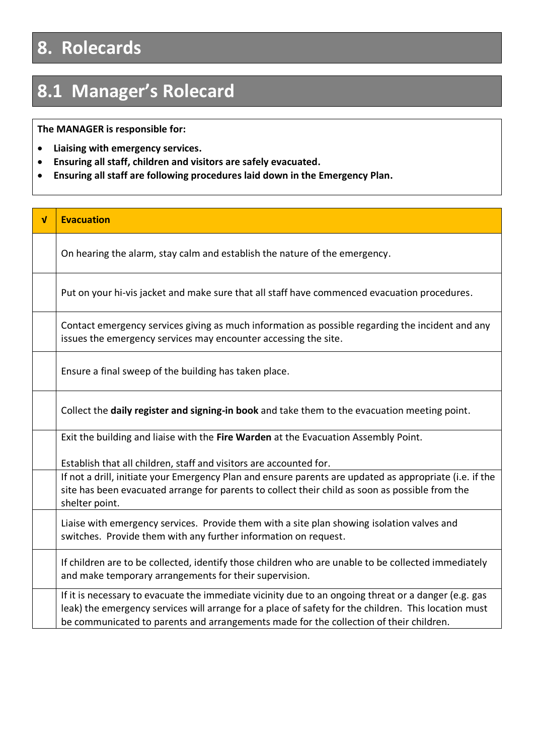# 8. Rolecards

## 8.1 Manager's Rolecard

**The MANAGER is responsible for:**

- **Liaising with emergency services.**
- **Ensuring all staff, children and visitors are safely evacuated.**
- **Ensuring all staff are following procedures laid down in the Emergency Plan.**

| √ | Evacuation |
|---|---|
| | On hearing the alarm, stay calm and establish the nature of the emergency. |
| | Put on your hi-vis jacket and make sure that all staff have commenced evacuation procedures. |
| | Contact emergency services giving as much information as possible regarding the incident and any issues the emergency services may encounter accessing the site. |
| | Ensure a final sweep of the building has taken place. |
| | Collect the **daily register and signing-in book** and take them to the evacuation meeting point. |
| | Exit the building and liaise with the **Fire Warden** at the Evacuation Assembly Point.<br><br>Establish that all children, staff and visitors are accounted for. |
| | If not a drill, initiate your Emergency Plan and ensure parents are updated as appropriate (i.e. if the site has been evacuated arrange for parents to collect their child as soon as possible from the shelter point. |
| | Liaise with emergency services. Provide them with a site plan showing isolation valves and switches. Provide them with any further information on request. |
| | If children are to be collected, identify those children who are unable to be collected immediately and make temporary arrangements for their supervision. |
| | If it is necessary to evacuate the immediate vicinity due to an ongoing threat or a danger (e.g. gas leak) the emergency services will arrange for a place of safety for the children. This location must be communicated to parents and arrangements made for the collection of their children. |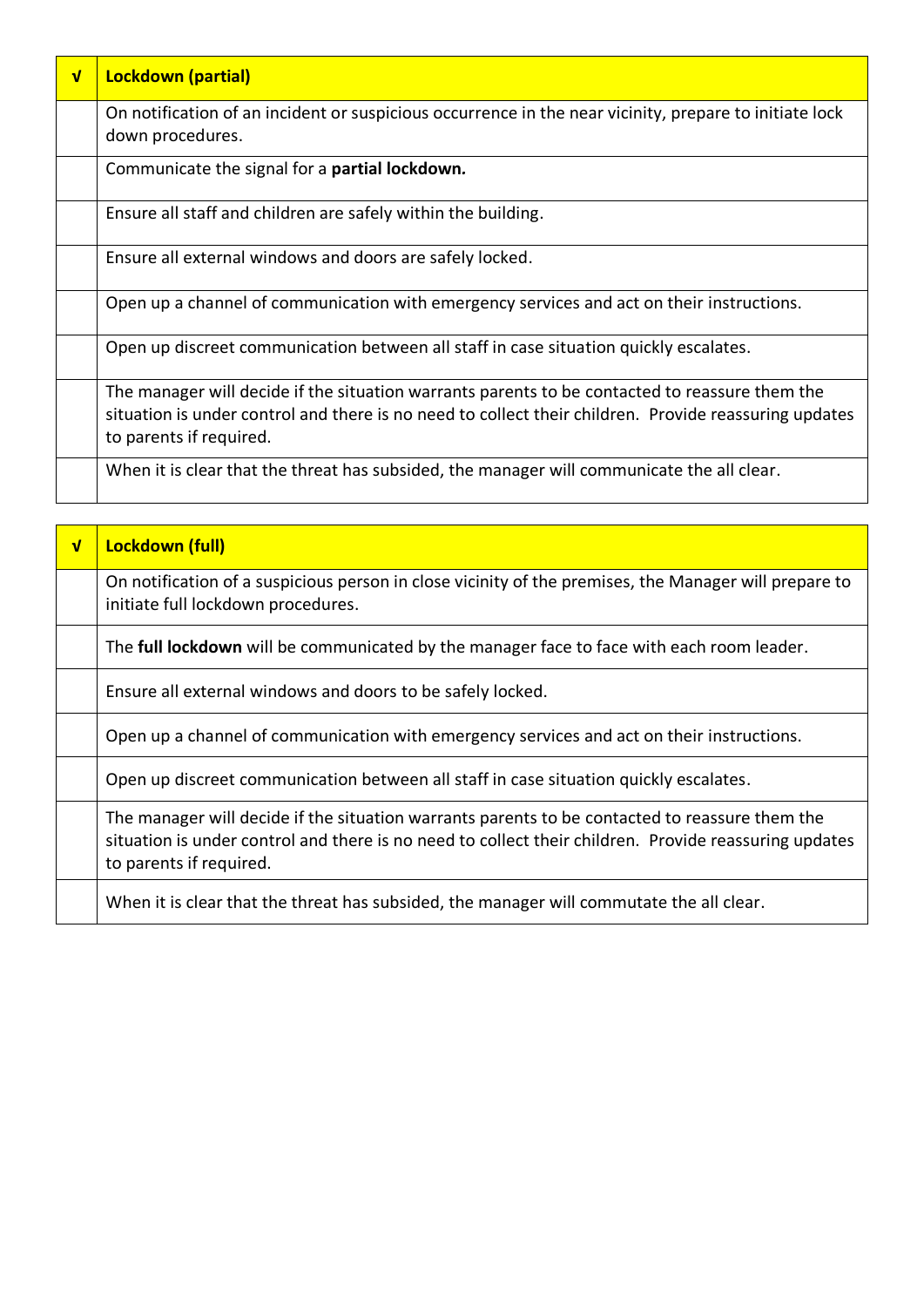| √ | **Lockdown (partial)** |
|---|---|
| | On notification of an incident or suspicious occurrence in the near vicinity, prepare to initiate lock down procedures. |
| | Communicate the signal for a **partial lockdown.** |
| | Ensure all staff and children are safely within the building. |
| | Ensure all external windows and doors are safely locked. |
| | Open up a channel of communication with emergency services and act on their instructions. |
| | Open up discreet communication between all staff in case situation quickly escalates. |
| | The manager will decide if the situation warrants parents to be contacted to reassure them the situation is under control and there is no need to collect their children. Provide reassuring updates to parents if required. |
| | When it is clear that the threat has subsided, the manager will communicate the all clear. |

| √ | **Lockdown (full)** |
|---|---|
| | On notification of a suspicious person in close vicinity of the premises, the Manager will prepare to initiate full lockdown procedures. |
| | The **full lockdown** will be communicated by the manager face to face with each room leader. |
| | Ensure all external windows and doors to be safely locked. |
| | Open up a channel of communication with emergency services and act on their instructions. |
| | Open up discreet communication between all staff in case situation quickly escalates. |
| | The manager will decide if the situation warrants parents to be contacted to reassure them the situation is under control and there is no need to collect their children. Provide reassuring updates to parents if required. |
| | When it is clear that the threat has subsided, the manager will commutate the all clear. |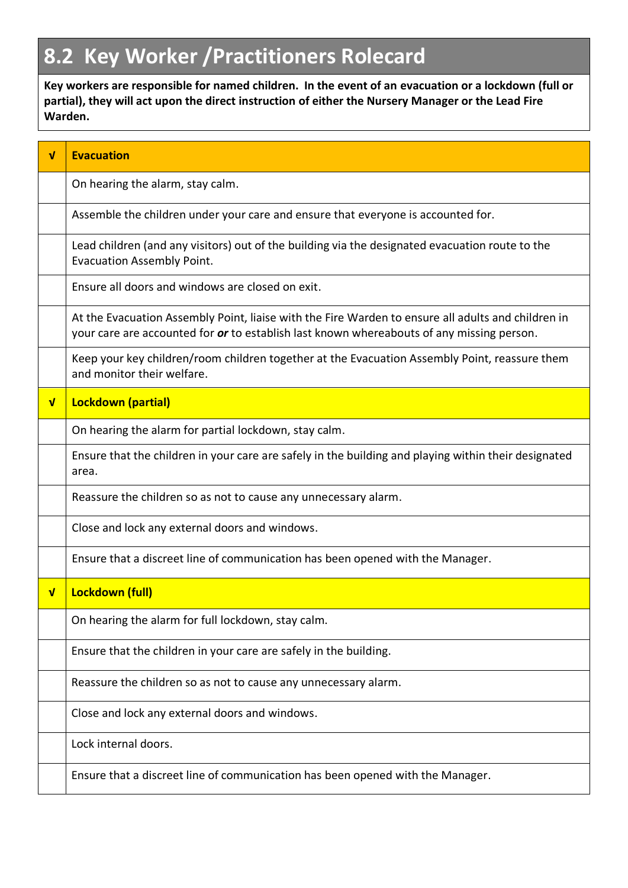## 8.2 Key Worker /Practitioners Rolecard

**Key workers are responsible for named children. In the event of an evacuation or a lockdown (full or partial), they will act upon the direct instruction of either the Nursery Manager or the Lead Fire Warden.**

| √ | Evacuation |
|---|---|
| | On hearing the alarm, stay calm. |
| | Assemble the children under your care and ensure that everyone is accounted for. |
| | Lead children (and any visitors) out of the building via the designated evacuation route to the Evacuation Assembly Point. |
| | Ensure all doors and windows are closed on exit. |
| | At the Evacuation Assembly Point, liaise with the Fire Warden to ensure all adults and children in your care are accounted for ***or*** to establish last known whereabouts of any missing person. |
| | Keep your key children/room children together at the Evacuation Assembly Point, reassure them and monitor their welfare. |
| **√** | **Lockdown (partial)** |
| | On hearing the alarm for partial lockdown, stay calm. |
| | Ensure that the children in your care are safely in the building and playing within their designated area. |
| | Reassure the children so as not to cause any unnecessary alarm. |
| | Close and lock any external doors and windows. |
| | Ensure that a discreet line of communication has been opened with the Manager. |
| **√** | **Lockdown (full)** |
| | On hearing the alarm for full lockdown, stay calm. |
| | Ensure that the children in your care are safely in the building. |
| | Reassure the children so as not to cause any unnecessary alarm. |
| | Close and lock any external doors and windows. |
| | Lock internal doors. |
| | Ensure that a discreet line of communication has been opened with the Manager. |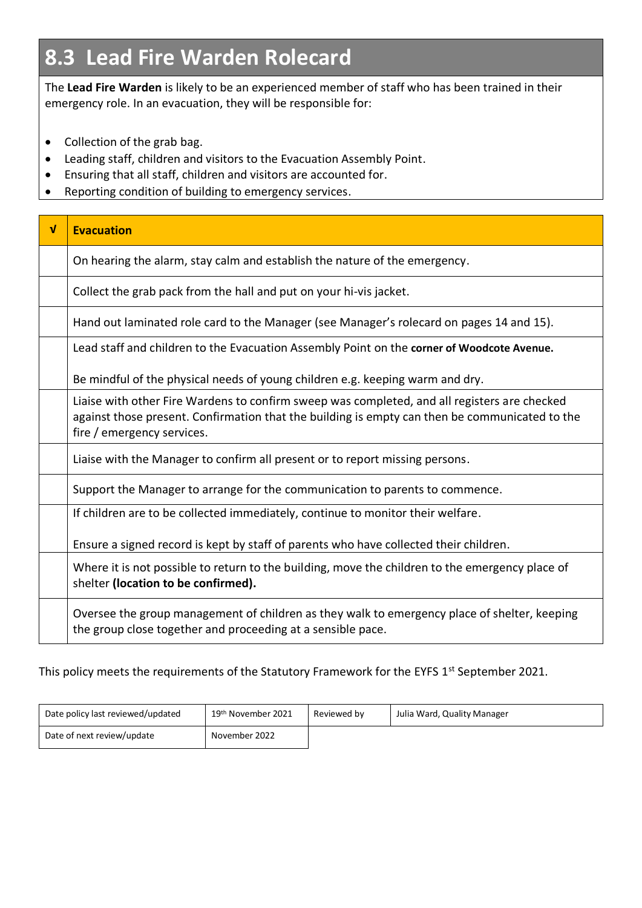# 8.3 Lead Fire Warden Rolecard

The **Lead Fire Warden** is likely to be an experienced member of staff who has been trained in their emergency role. In an evacuation, they will be responsible for:

- Collection of the grab bag.
- Leading staff, children and visitors to the Evacuation Assembly Point.
- Ensuring that all staff, children and visitors are accounted for.
- Reporting condition of building to emergency services.

| √ | **Evacuation** |
|---|---|
| | On hearing the alarm, stay calm and establish the nature of the emergency. |
| | Collect the grab pack from the hall and put on your hi-vis jacket. |
| | Hand out laminated role card to the Manager (see Manager's rolecard on pages 14 and 15). |
| | Lead staff and children to the Evacuation Assembly Point on the **corner of Woodcote Avenue.**<br><br>Be mindful of the physical needs of young children e.g. keeping warm and dry. |
| | Liaise with other Fire Wardens to confirm sweep was completed, and all registers are checked against those present. Confirmation that the building is empty can then be communicated to the fire / emergency services. |
| | Liaise with the Manager to confirm all present or to report missing persons. |
| | Support the Manager to arrange for the communication to parents to commence. |
| | If children are to be collected immediately, continue to monitor their welfare.<br><br>Ensure a signed record is kept by staff of parents who have collected their children. |
| | Where it is not possible to return to the building, move the children to the emergency place of shelter **(location to be confirmed).** |
| | Oversee the group management of children as they walk to emergency place of shelter, keeping the group close together and proceeding at a sensible pace. |

This policy meets the requirements of the Statutory Framework for the EYFS 1st September 2021.

| Date policy last reviewed/updated | 19th November 2021 | Reviewed by | Julia Ward, Quality Manager |
|---|---|---|---|
| Date of next review/update | November 2022 | | |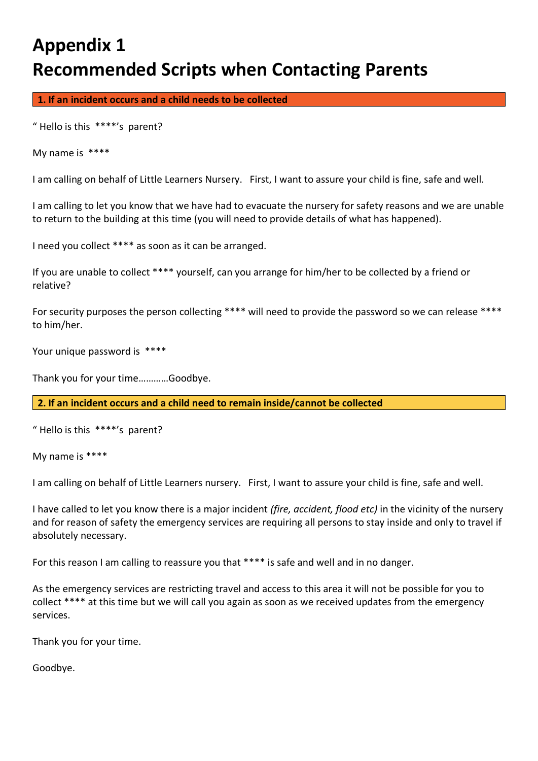# Appendix 1
# Recommended Scripts when Contacting Parents

**1. If an incident occurs and a child needs to be collected**

" Hello is this ****'s parent?

My name is ****

I am calling on behalf of Little Learners Nursery. First, I want to assure your child is fine, safe and well.

I am calling to let you know that we have had to evacuate the nursery for safety reasons and we are unable to return to the building at this time (you will need to provide details of what has happened).

I need you collect **** as soon as it can be arranged.

If you are unable to collect **** yourself, can you arrange for him/her to be collected by a friend or relative?

For security purposes the person collecting **** will need to provide the password so we can release **** to him/her.

Your unique password is ****

Thank you for your time…………Goodbye.

**2. If an incident occurs and a child need to remain inside/cannot be collected**

" Hello is this ****'s parent?

My name is ****

I am calling on behalf of Little Learners nursery. First, I want to assure your child is fine, safe and well.

I have called to let you know there is a major incident *(fire, accident, flood etc)* in the vicinity of the nursery and for reason of safety the emergency services are requiring all persons to stay inside and only to travel if absolutely necessary.

For this reason I am calling to reassure you that **** is safe and well and in no danger.

As the emergency services are restricting travel and access to this area it will not be possible for you to collect **** at this time but we will call you again as soon as we received updates from the emergency services.

Thank you for your time.

Goodbye.